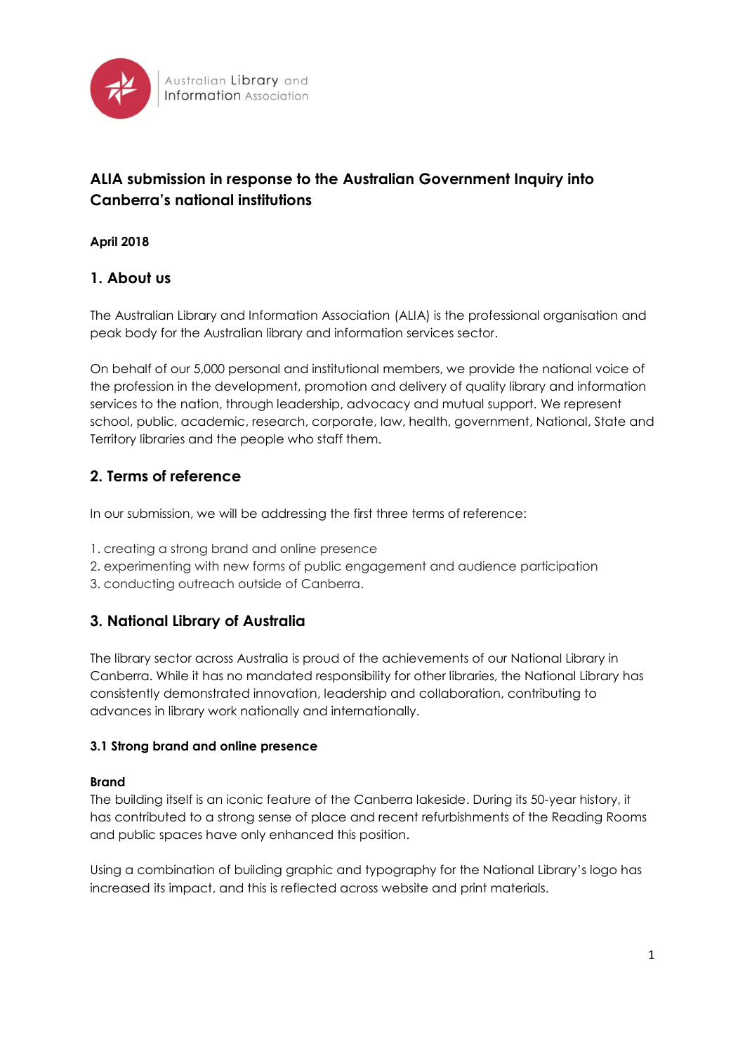Australian Library and Information Association

# ALIA submission in response to the Australian Government Inquiry into Canberra's national institutions

**April 2018**

## 1. About us

The Australian Library and Information Association (ALIA) is the professional organisation and peak body for the Australian library and information services sector.

On behalf of our 5,000 personal and institutional members, we provide the national voice of the profession in the development, promotion and delivery of quality library and information services to the nation, through leadership, advocacy and mutual support. We represent school, public, academic, research, corporate, law, health, government, National, State and Territory libraries and the people who staff them.

## 2. Terms of reference

In our submission, we will be addressing the first three terms of reference:

1. creating a strong brand and online presence
2. experimenting with new forms of public engagement and audience participation
3. conducting outreach outside of Canberra.

## 3. National Library of Australia

The library sector across Australia is proud of the achievements of our National Library in Canberra. While it has no mandated responsibility for other libraries, the National Library has consistently demonstrated innovation, leadership and collaboration, contributing to advances in library work nationally and internationally.

### 3.1 Strong brand and online presence

**Brand**

The building itself is an iconic feature of the Canberra lakeside. During its 50-year history, it has contributed to a strong sense of place and recent refurbishments of the Reading Rooms and public spaces have only enhanced this position.

Using a combination of building graphic and typography for the National Library's logo has increased its impact, and this is reflected across website and print materials.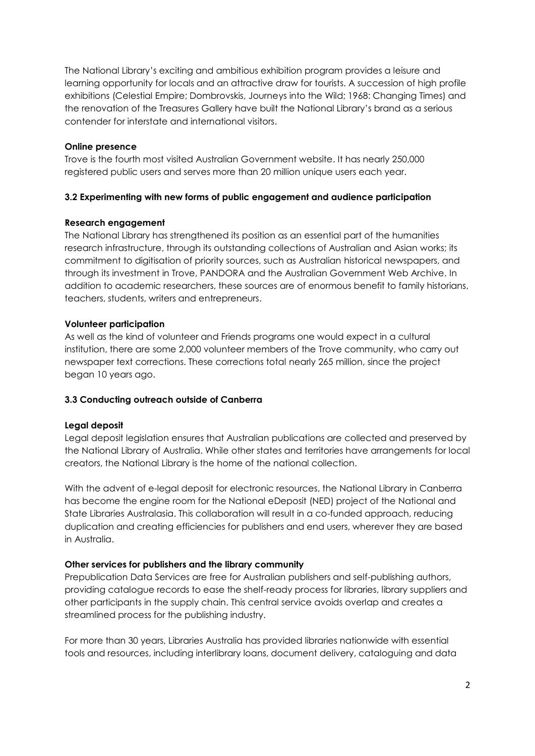The National Library's exciting and ambitious exhibition program provides a leisure and learning opportunity for locals and an attractive draw for tourists. A succession of high profile exhibitions (Celestial Empire; Dombrovskis, Journeys into the Wild; 1968: Changing Times) and the renovation of the Treasures Gallery have built the National Library's brand as a serious contender for interstate and international visitors.

**Online presence**

Trove is the fourth most visited Australian Government website. It has nearly 250,000 registered public users and serves more than 20 million unique users each year.

**3.2 Experimenting with new forms of public engagement and audience participation**

**Research engagement**

The National Library has strengthened its position as an essential part of the humanities research infrastructure, through its outstanding collections of Australian and Asian works; its commitment to digitisation of priority sources, such as Australian historical newspapers, and through its investment in Trove, PANDORA and the Australian Government Web Archive. In addition to academic researchers, these sources are of enormous benefit to family historians, teachers, students, writers and entrepreneurs.

**Volunteer participation**

As well as the kind of volunteer and Friends programs one would expect in a cultural institution, there are some 2,000 volunteer members of the Trove community, who carry out newspaper text corrections. These corrections total nearly 265 million, since the project began 10 years ago.

**3.3 Conducting outreach outside of Canberra**

**Legal deposit**

Legal deposit legislation ensures that Australian publications are collected and preserved by the National Library of Australia. While other states and territories have arrangements for local creators, the National Library is the home of the national collection.

With the advent of e-legal deposit for electronic resources, the National Library in Canberra has become the engine room for the National eDeposit (NED) project of the National and State Libraries Australasia. This collaboration will result in a co-funded approach, reducing duplication and creating efficiencies for publishers and end users, wherever they are based in Australia.

**Other services for publishers and the library community**

Prepublication Data Services are free for Australian publishers and self-publishing authors, providing catalogue records to ease the shelf-ready process for libraries, library suppliers and other participants in the supply chain. This central service avoids overlap and creates a streamlined process for the publishing industry.

For more than 30 years, Libraries Australia has provided libraries nationwide with essential tools and resources, including interlibrary loans, document delivery, cataloguing and data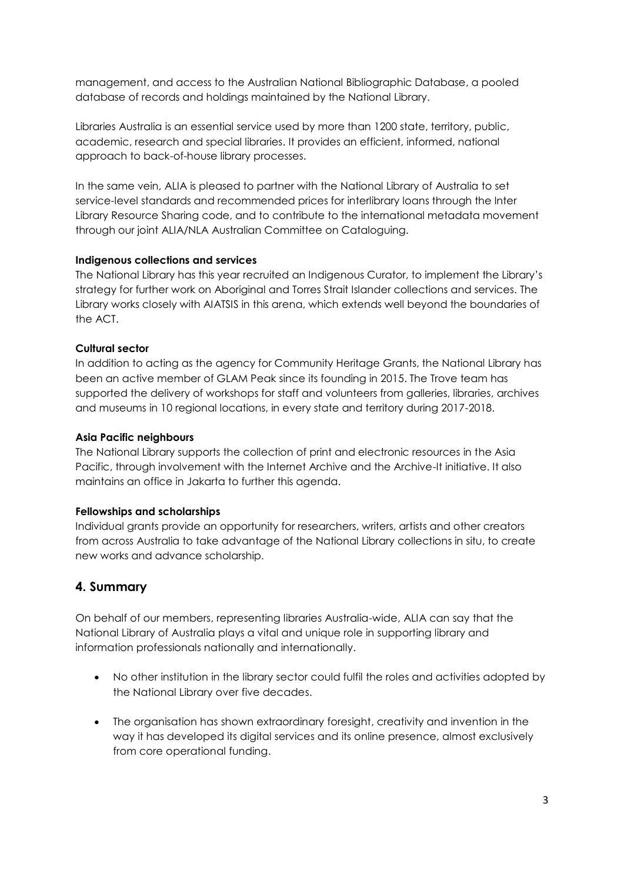management, and access to the Australian National Bibliographic Database, a pooled database of records and holdings maintained by the National Library.

Libraries Australia is an essential service used by more than 1200 state, territory, public, academic, research and special libraries. It provides an efficient, informed, national approach to back-of-house library processes.

In the same vein, ALIA is pleased to partner with the National Library of Australia to set service-level standards and recommended prices for interlibrary loans through the Inter Library Resource Sharing code, and to contribute to the international metadata movement through our joint ALIA/NLA Australian Committee on Cataloguing.

**Indigenous collections and services**

The National Library has this year recruited an Indigenous Curator, to implement the Library's strategy for further work on Aboriginal and Torres Strait Islander collections and services. The Library works closely with AIATSIS in this arena, which extends well beyond the boundaries of the ACT.

**Cultural sector**

In addition to acting as the agency for Community Heritage Grants, the National Library has been an active member of GLAM Peak since its founding in 2015. The Trove team has supported the delivery of workshops for staff and volunteers from galleries, libraries, archives and museums in 10 regional locations, in every state and territory during 2017-2018.

**Asia Pacific neighbours**

The National Library supports the collection of print and electronic resources in the Asia Pacific, through involvement with the Internet Archive and the Archive-It initiative. It also maintains an office in Jakarta to further this agenda.

**Fellowships and scholarships**

Individual grants provide an opportunity for researchers, writers, artists and other creators from across Australia to take advantage of the National Library collections in situ, to create new works and advance scholarship.

## 4. Summary

On behalf of our members, representing libraries Australia-wide, ALIA can say that the National Library of Australia plays a vital and unique role in supporting library and information professionals nationally and internationally.

- No other institution in the library sector could fulfil the roles and activities adopted by the National Library over five decades.
- The organisation has shown extraordinary foresight, creativity and invention in the way it has developed its digital services and its online presence, almost exclusively from core operational funding.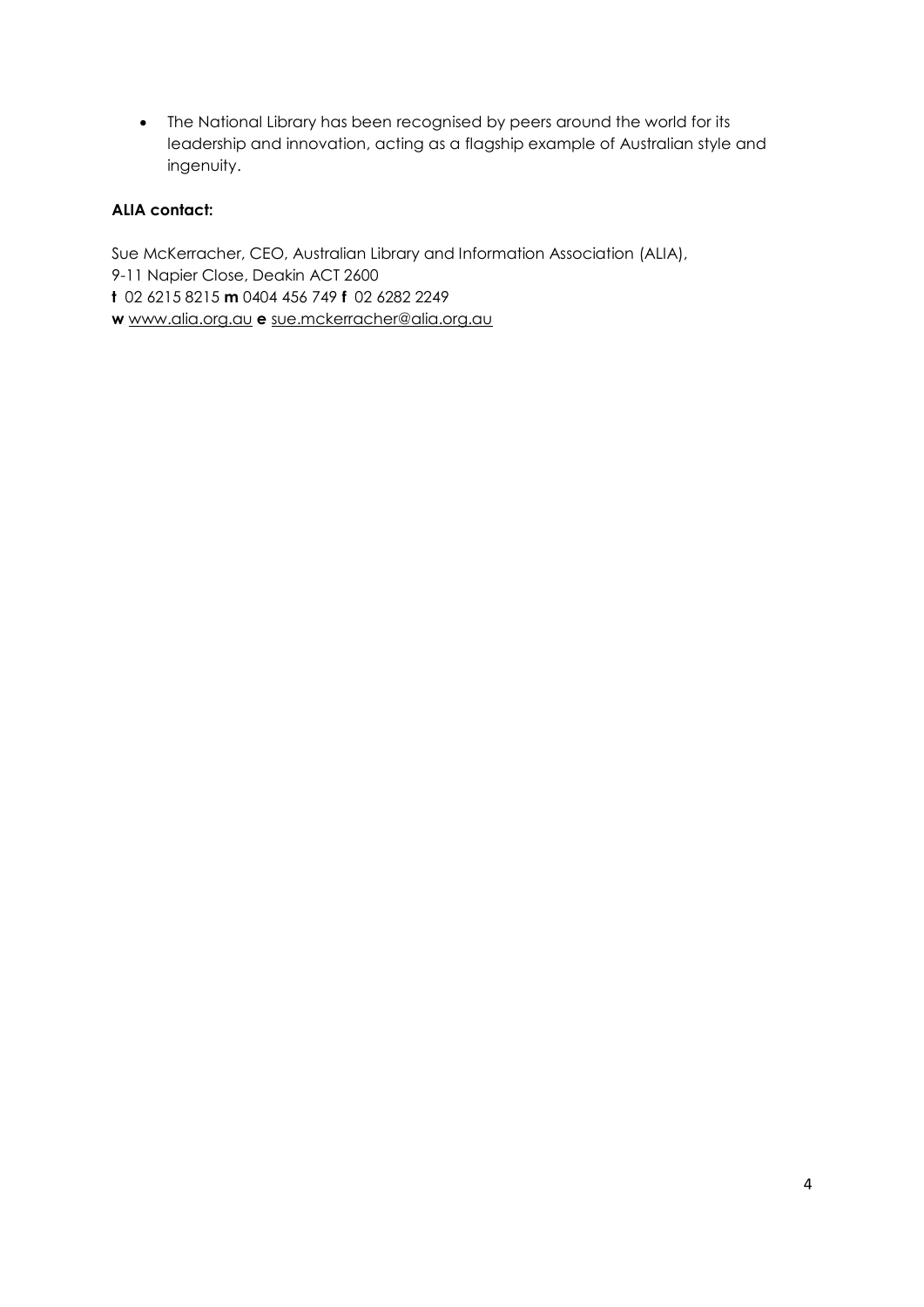- The National Library has been recognised by peers around the world for its leadership and innovation, acting as a flagship example of Australian style and ingenuity.

**ALIA contact:**

Sue McKerracher, CEO, Australian Library and Information Association (ALIA),
9-11 Napier Close, Deakin ACT 2600
**t** 02 6215 8215 **m** 0404 456 749 **f** 02 6282 2249
**w** www.alia.org.au **e** sue.mckerracher@alia.org.au